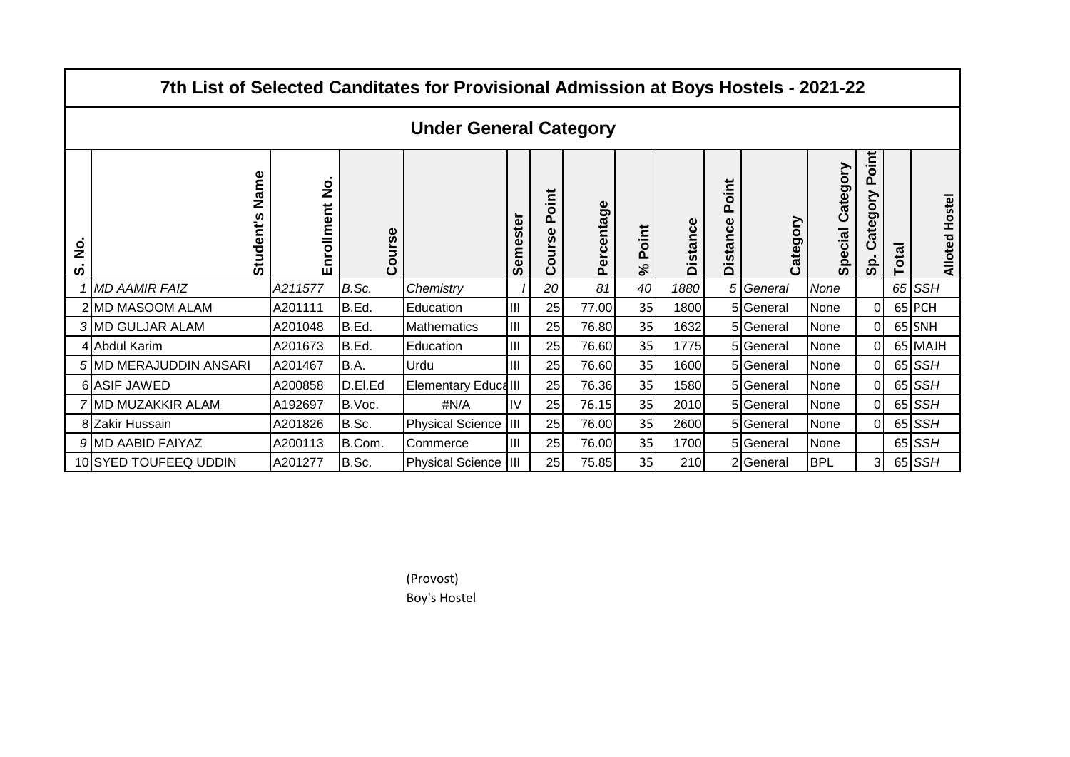# 7th List of Selected Canditates for Provisional Admission at Boys Hostels - 2021-22

## Under General Category

| S. No. | Student's Name | Enrollment No. | Course | | Semester | Course Point | Percentage | % Point | Distance | Distance Point | Category | Special Category | Sp. Category Point | Total | Alloted Hostel |
|---|---|---|---|---|---|---|---|---|---|---|---|---|---|---|---|
| *1* | *MD AAMIR FAIZ* | *A211577* | *B.Sc.* | *Chemistry* | *I* | *20* | *81* | *40* | *1880* | *5* | *General* | *None* | | *65* | *SSH* |
| 2 | MD MASOOM ALAM | A201111 | B.Ed. | Education | III | 25 | 77.00 | 35 | 1800 | 5 | General | None | 0 | 65 | PCH |
| *3* | MD GULJAR ALAM | A201048 | B.Ed. | Mathematics | III | 25 | 76.80 | 35 | 1632 | 5 | General | None | 0 | 65 | SNH |
| 4 | Abdul Karim | A201673 | B.Ed. | Education | III | 25 | 76.60 | 35 | 1775 | 5 | General | None | 0 | 65 | MAJH |
| *5* | MD MERAJUDDIN ANSARI | A201467 | B.A. | Urdu | III | 25 | 76.60 | 35 | 1600 | 5 | General | None | 0 | 65 | *SSH* |
| 6 | ASIF JAWED | A200858 | D.El.Ed | Elementary Educa | III | 25 | 76.36 | 35 | 1580 | 5 | General | None | 0 | 65 | *SSH* |
| *7* | MD MUZAKKIR ALAM | A192697 | B.Voc. | #N/A | IV | 25 | 76.15 | 35 | 2010 | 5 | General | None | 0 | 65 | *SSH* |
| 8 | Zakir Hussain | A201826 | B.Sc. | Physical Science ( | III | 25 | 76.00 | 35 | 2600 | 5 | General | None | 0 | 65 | *SSH* |
| *9* | MD AABID FAIYAZ | A200113 | B.Com. | Commerce | III | 25 | 76.00 | 35 | 1700 | 5 | General | None | | 65 | *SSH* |
| 10 | SYED TOUFEEQ UDDIN | A201277 | B.Sc. | Physical Science ( | III | 25 | 75.85 | 35 | 210 | 2 | General | BPL | 3 | 65 | *SSH* |

(Provost)
Boy's Hostel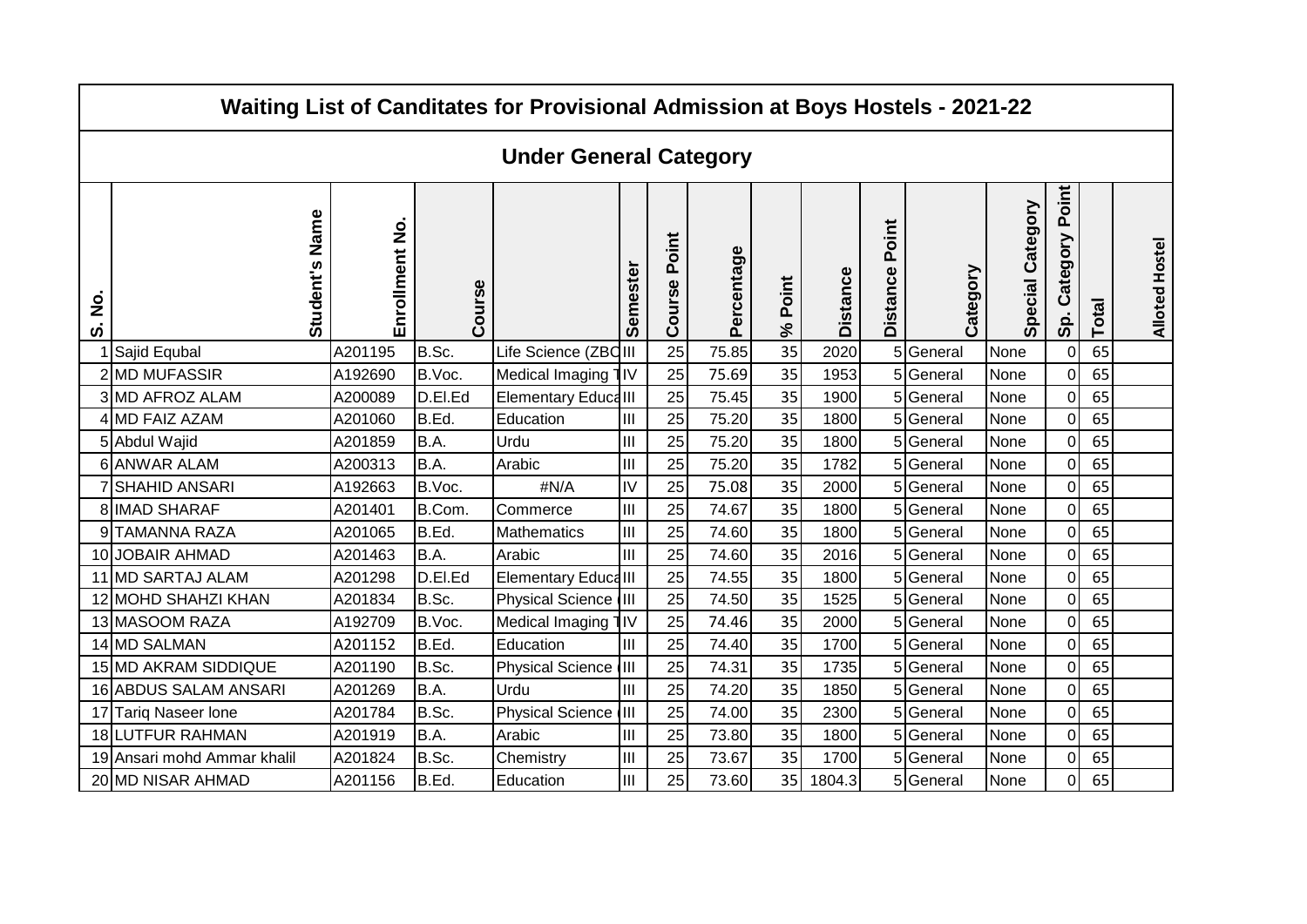# Waiting List of Canditates for Provisional Admission at Boys Hostels - 2021-22

## Under General Category

| S. No. | Student's Name | Enrollment No. | Course | | Semester | Course Point | Percentage | % Point | Distance | Distance Point | Category | Special Category | Sp. Category Point | Total | Alloted Hostel |
|---|---|---|---|---|---|---|---|---|---|---|---|---|---|---|---|
| 1 | Sajid Equbal | A201195 | B.Sc. | Life Science (ZBC | III | 25 | 75.85 | 35 | 2020 | 5 | General | None | 0 | 65 | |
| 2 | MD MUFASSIR | A192690 | B.Voc. | Medical Imaging T | IV | 25 | 75.69 | 35 | 1953 | 5 | General | None | 0 | 65 | |
| 3 | MD AFROZ ALAM | A200089 | D.El.Ed | Elementary Educa | III | 25 | 75.45 | 35 | 1900 | 5 | General | None | 0 | 65 | |
| 4 | MD FAIZ AZAM | A201060 | B.Ed. | Education | III | 25 | 75.20 | 35 | 1800 | 5 | General | None | 0 | 65 | |
| 5 | Abdul Wajid | A201859 | B.A. | Urdu | III | 25 | 75.20 | 35 | 1800 | 5 | General | None | 0 | 65 | |
| 6 | ANWAR ALAM | A200313 | B.A. | Arabic | III | 25 | 75.20 | 35 | 1782 | 5 | General | None | 0 | 65 | |
| 7 | SHAHID ANSARI | A192663 | B.Voc. | #N/A | IV | 25 | 75.08 | 35 | 2000 | 5 | General | None | 0 | 65 | |
| 8 | IMAD SHARAF | A201401 | B.Com. | Commerce | III | 25 | 74.67 | 35 | 1800 | 5 | General | None | 0 | 65 | |
| 9 | TAMANNA RAZA | A201065 | B.Ed. | Mathematics | III | 25 | 74.60 | 35 | 1800 | 5 | General | None | 0 | 65 | |
| 10 | JOBAIR AHMAD | A201463 | B.A. | Arabic | III | 25 | 74.60 | 35 | 2016 | 5 | General | None | 0 | 65 | |
| 11 | MD SARTAJ ALAM | A201298 | D.El.Ed | Elementary Educa | III | 25 | 74.55 | 35 | 1800 | 5 | General | None | 0 | 65 | |
| 12 | MOHD SHAHZI KHAN | A201834 | B.Sc. | Physical Science ( | III | 25 | 74.50 | 35 | 1525 | 5 | General | None | 0 | 65 | |
| 13 | MASOOM RAZA | A192709 | B.Voc. | Medical Imaging T | IV | 25 | 74.46 | 35 | 2000 | 5 | General | None | 0 | 65 | |
| 14 | MD SALMAN | A201152 | B.Ed. | Education | III | 25 | 74.40 | 35 | 1700 | 5 | General | None | 0 | 65 | |
| 15 | MD AKRAM SIDDIQUE | A201190 | B.Sc. | Physical Science ( | III | 25 | 74.31 | 35 | 1735 | 5 | General | None | 0 | 65 | |
| 16 | ABDUS SALAM ANSARI | A201269 | B.A. | Urdu | III | 25 | 74.20 | 35 | 1850 | 5 | General | None | 0 | 65 | |
| 17 | Tariq Naseer lone | A201784 | B.Sc. | Physical Science ( | III | 25 | 74.00 | 35 | 2300 | 5 | General | None | 0 | 65 | |
| 18 | LUTFUR RAHMAN | A201919 | B.A. | Arabic | III | 25 | 73.80 | 35 | 1800 | 5 | General | None | 0 | 65 | |
| 19 | Ansari mohd Ammar khalil | A201824 | B.Sc. | Chemistry | III | 25 | 73.67 | 35 | 1700 | 5 | General | None | 0 | 65 | |
| 20 | MD NISAR AHMAD | A201156 | B.Ed. | Education | III | 25 | 73.60 | 35 | 1804.3 | 5 | General | None | 0 | 65 | |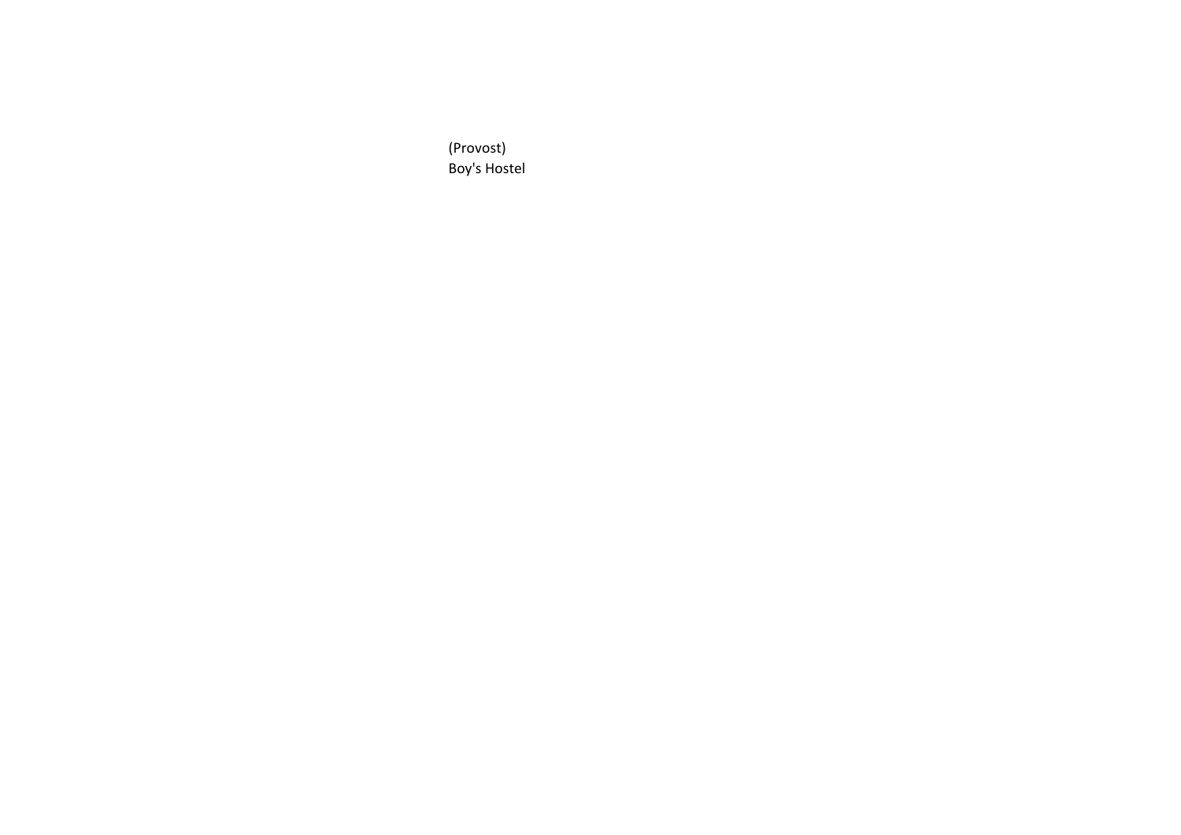(Provost)
Boy's Hostel